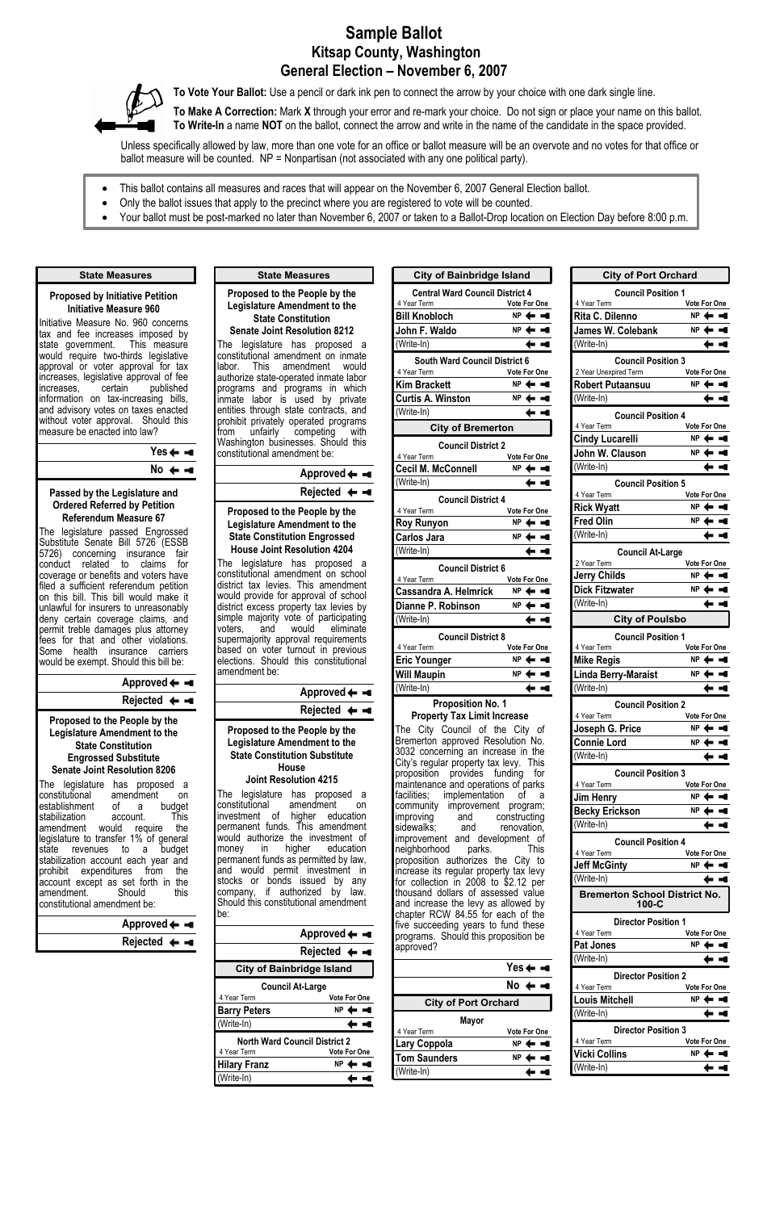# Sample Ballot
# Kitsap County, Washington
# General Election – November 6, 2007

**To Vote Your Ballot:** Use a pencil or dark ink pen to connect the arrow by your choice with one dark single line.

**To Make A Correction:** Mark **X** through your error and re-mark your choice. Do not sign or place your name on this ballot.
**To Write-In** a name **NOT** on the ballot, connect the arrow and write in the name of the candidate in the space provided.

Unless specifically allowed by law, more than one vote for an office or ballot measure will be an overvote and no votes for that office or ballot measure will be counted. NP = Nonpartisan (not associated with any one political party).

- This ballot contains all measures and races that will appear on the November 6, 2007 General Election ballot.
- Only the ballot issues that apply to the precinct where you are registered to vote will be counted.
- Your ballot must be post-marked no later than November 6, 2007 or taken to a Ballot-Drop location on Election Day before 8:00 p.m.

## State Measures

### Proposed by Initiative Petition Initiative Measure 960

Initiative Measure No. 960 concerns tax and fee increases imposed by state government. This measure would require two-thirds legislative approval or voter approval for tax increases, legislative approval of fee increases, certain published information on tax-increasing bills, and advisory votes on taxes enacted without voter approval. Should this measure be enacted into law?

- Yes
- No

### Passed by the Legislature and Ordered Referred by Petition Referendum Measure 67

The legislature passed Engrossed Substitute Senate Bill 5726 (ESSB 5726) concerning insurance fair conduct related to claims for coverage or benefits and voters have filed a sufficient referendum petition on this bill. This bill would make it unlawful for insurers to unreasonably deny certain coverage claims, and permit treble damages plus attorney fees for that and other violations. Some health insurance carriers would be exempt. Should this bill be:

- Approved
- Rejected

### Proposed to the People by the Legislature Amendment to the State Constitution Engrossed Substitute Senate Joint Resolution 8206

The legislature has proposed a constitutional amendment on establishment of a budget stabilization account. This amendment would require the legislature to transfer 1% of general state revenues to a budget stabilization account each year and prohibit expenditures from the account except as set forth in the amendment. Should this constitutional amendment be:

- Approved
- Rejected

### Proposed to the People by the Legislature Amendment to the State Constitution Senate Joint Resolution 8212

The legislature has proposed a constitutional amendment on inmate labor. This amendment would authorize state-operated inmate labor programs and programs in which inmate labor is used by private entities through state contracts, and prohibit privately operated programs from unfairly competing with Washington businesses. Should this constitutional amendment be:

- Approved
- Rejected

### Proposed to the People by the Legislature Amendment to the State Constitution Engrossed House Joint Resolution 4204

The legislature has proposed a constitutional amendment on school district tax levies. This amendment would provide for approval of school district excess property tax levies by simple majority vote of participating voters, and would eliminate supermajority approval requirements based on voter turnout in previous elections. Should this constitutional amendment be:

- Approved
- Rejected

### Proposed to the People by the Legislature Amendment to the State Constitution Substitute House Joint Resolution 4215

The legislature has proposed a constitutional amendment on investment of higher education permanent funds. This amendment would authorize the investment of money in higher education permanent funds as permitted by law, and would permit investment in stocks or bonds issued by any company, if authorized by law. Should this constitutional amendment be:

- Approved
- Rejected

## City of Bainbridge Island

### Council At-Large
4 Year Term — Vote For One

- Barry Peters (NP)
- (Write-In)

### North Ward Council District 2
4 Year Term — Vote For One

- Hilary Franz (NP)
- (Write-In)

### Central Ward Council District 4
4 Year Term — Vote For One

- Bill Knobloch (NP)
- John F. Waldo (NP)
- (Write-In)

### South Ward Council District 6
4 Year Term — Vote For One

- Kim Brackett (NP)
- Curtis A. Winston (NP)
- (Write-In)

## City of Bremerton

### Council District 2
4 Year Term — Vote For One

- Cecil M. McConnell (NP)
- (Write-In)

### Council District 4
4 Year Term — Vote For One

- Roy Runyon (NP)
- Carlos Jara (NP)
- (Write-In)

### Council District 6
4 Year Term — Vote For One

- Cassandra A. Helmrick (NP)
- Dianne P. Robinson (NP)
- (Write-In)

### Council District 8
4 Year Term — Vote For One

- Eric Younger (NP)
- Will Maupin (NP)
- (Write-In)

### Proposition No. 1 Property Tax Limit Increase

The City Council of the City of Bremerton approved Resolution No. 3032 concerning an increase in the City's regular property tax levy. This proposition provides funding for maintenance and operations of parks facilities; implementation of a community improvement program; improving and constructing sidewalks; and renovation, improvement and development of neighborhood parks. This proposition authorizes the City to increase its regular property tax levy for collection in 2008 to \$2.12 per thousand dollars of assessed value and increase the levy as allowed by chapter RCW 84.55 for each of the five succeeding years to fund these programs. Should this proposition be approved?

- Yes
- No

## City of Port Orchard

### Mayor
4 Year Term — Vote For One

- Lary Coppola (NP)
- Tom Saunders (NP)
- (Write-In)

### Council Position 1
4 Year Term — Vote For One

- Rita C. Dilenno (NP)
- James W. Colebank (NP)
- (Write-In)

### Council Position 3
2 Year Unexpired Term — Vote For One

- Robert Putaansuu (NP)
- (Write-In)

### Council Position 4
4 Year Term — Vote For One

- Cindy Lucarelli (NP)
- John W. Clauson (NP)
- (Write-In)

### Council Position 5
4 Year Term — Vote For One

- Rick Wyatt (NP)
- Fred Olin (NP)
- (Write-In)

### Council At-Large
2 Year Term — Vote For One

- Jerry Childs (NP)
- Dick Fitzwater (NP)
- (Write-In)

## City of Poulsbo

### Council Position 1
4 Year Term — Vote For One

- Mike Regis (NP)
- Linda Berry-Maraist (NP)
- (Write-In)

### Council Position 2
4 Year Term — Vote For One

- Joseph G. Price (NP)
- Connie Lord (NP)
- (Write-In)

### Council Position 3
4 Year Term — Vote For One

- Jim Henry (NP)
- Becky Erickson (NP)
- (Write-In)

### Council Position 4
4 Year Term — Vote For One

- Jeff McGinty (NP)
- (Write-In)

## Bremerton School District No. 100-C

### Director Position 1
4 Year Term — Vote For One

- Pat Jones (NP)
- (Write-In)

### Director Position 2
4 Year Term — Vote For One

- Louis Mitchell (NP)
- (Write-In)

### Director Position 3
4 Year Term — Vote For One

- Vicki Collins (NP)
- (Write-In)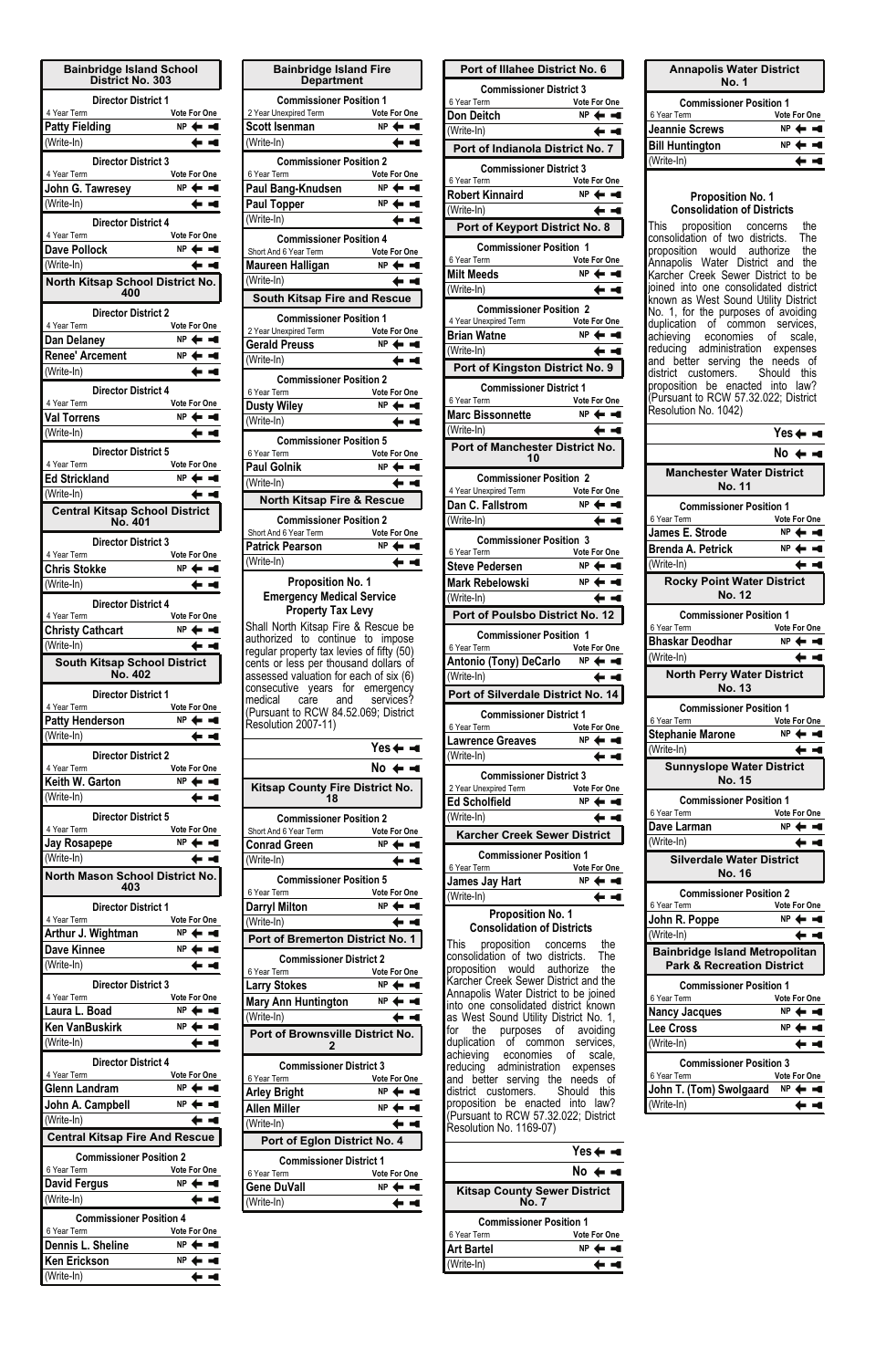## Bainbridge Island School District No. 303

**Director District 1**
4 Year Term — Vote For One
- Patty Fielding NP
- (Write-In)

**Director District 3**
4 Year Term — Vote For One
- John G. Tawresey NP
- (Write-In)

**Director District 4**
4 Year Term — Vote For One
- Dave Pollock NP
- (Write-In)

## North Kitsap School District No. 400

**Director District 2**
4 Year Term — Vote For One
- Dan Delaney NP
- Renee' Arcement NP
- (Write-In)

**Director District 4**
4 Year Term — Vote For One
- Val Torrens NP
- (Write-In)

**Director District 5**
4 Year Term — Vote For One
- Ed Strickland NP
- (Write-In)

## Central Kitsap School District No. 401

**Director District 3**
4 Year Term — Vote For One
- Chris Stokke NP
- (Write-In)

**Director District 4**
4 Year Term — Vote For One
- Christy Cathcart NP
- (Write-In)

## South Kitsap School District No. 402

**Director District 1**
4 Year Term — Vote For One
- Patty Henderson NP
- (Write-In)

**Director District 2**
4 Year Term — Vote For One
- Keith W. Garton NP
- (Write-In)

**Director District 5**
4 Year Term — Vote For One
- Jay Rosapepe NP
- (Write-In)

## North Mason School District No. 403

**Director District 1**
4 Year Term — Vote For One
- Arthur J. Wightman NP
- Dave Kinnee NP
- (Write-In)

**Director District 3**
4 Year Term — Vote For One
- Laura L. Boad NP
- Ken VanBuskirk NP
- (Write-In)

**Director District 4**
4 Year Term — Vote For One
- Glenn Landram NP
- John A. Campbell NP
- (Write-In)

## Central Kitsap Fire And Rescue

**Commissioner Position 2**
6 Year Term — Vote For One
- David Fergus NP
- (Write-In)

**Commissioner Position 4**
6 Year Term — Vote For One
- Dennis L. Sheline NP
- Ken Erickson NP
- (Write-In)

## Bainbridge Island Fire Department

**Commissioner Position 1**
2 Year Unexpired Term — Vote For One
- Scott Isenman NP
- (Write-In)

**Commissioner Position 2**
6 Year Term — Vote For One
- Paul Bang-Knudsen NP
- Paul Topper NP
- (Write-In)

**Commissioner Position 4**
Short And 6 Year Term — Vote For One
- Maureen Halligan NP
- (Write-In)

## South Kitsap Fire and Rescue

**Commissioner Position 1**
2 Year Unexpired Term — Vote For One
- Gerald Preuss NP
- (Write-In)

**Commissioner Position 2**
6 Year Term — Vote For One
- Dusty Wiley NP
- (Write-In)

**Commissioner Position 5**
6 Year Term — Vote For One
- Paul Golnik NP
- (Write-In)

## North Kitsap Fire & Rescue

**Commissioner Position 2**
Short And 6 Year Term — Vote For One
- Patrick Pearson NP
- (Write-In)

### Proposition No. 1
### Emergency Medical Service Property Tax Levy

Shall North Kitsap Fire & Rescue be authorized to continue to impose regular property tax levies of fifty (50) cents or less per thousand dollars of assessed valuation for each of six (6) consecutive years for emergency medical care and services? (Pursuant to RCW 84.52.069; District Resolution 2007-11)

- Yes
- No

## Kitsap County Fire District No. 18

**Commissioner Position 2**
Short And 6 Year Term — Vote For One
- Conrad Green NP
- (Write-In)

**Commissioner Position 5**
6 Year Term — Vote For One
- Darryl Milton NP
- (Write-In)

## Port of Bremerton District No. 1

**Commissioner District 2**
6 Year Term — Vote For One
- Larry Stokes NP
- Mary Ann Huntington NP
- (Write-In)

## Port of Brownsville District No. 2

**Commissioner District 3**
6 Year Term — Vote For One
- Arley Bright NP
- Allen Miller NP
- (Write-In)

## Port of Eglon District No. 4

**Commissioner District 1**
6 Year Term — Vote For One
- Gene DuVall NP
- (Write-In)

## Port of Illahee District No. 6

**Commissioner District 3**
6 Year Term — Vote For One
- Don Deitch NP
- (Write-In)

## Port of Indianola District No. 7

**Commissioner District 3**
6 Year Term — Vote For One
- Robert Kinnaird NP
- (Write-In)

## Port of Keyport District No. 8

**Commissioner Position 1**
6 Year Term — Vote For One
- Milt Meeds NP
- (Write-In)

**Commissioner Position 2**
4 Year Unexpired Term — Vote For One
- Brian Watne NP
- (Write-In)

## Port of Kingston District No. 9

**Commissioner District 1**
6 Year Term — Vote For One
- Marc Bissonnette NP
- (Write-In)

## Port of Manchester District No. 10

**Commissioner Position 2**
4 Year Unexpired Term — Vote For One
- Dan C. Fallstrom NP
- (Write-In)

**Commissioner Position 3**
6 Year Term — Vote For One
- Steve Pedersen NP
- Mark Rebelowski NP
- (Write-In)

## Port of Poulsbo District No. 12

**Commissioner Position 1**
6 Year Term — Vote For One
- Antonio (Tony) DeCarlo NP
- (Write-In)

## Port of Silverdale District No. 14

**Commissioner District 1**
6 Year Term — Vote For One
- Lawrence Greaves NP
- (Write-In)

**Commissioner District 3**
2 Year Unexpired Term — Vote For One
- Ed Scholfield NP
- (Write-In)

## Karcher Creek Sewer District

**Commissioner Position 1**
6 Year Term — Vote For One
- James Jay Hart NP
- (Write-In)

### Proposition No. 1
### Consolidation of Districts

This proposition concerns the consolidation of two districts. The proposition would authorize the Karcher Creek Sewer District and the Annapolis Water District to be joined into one consolidated district known as West Sound Utility District No. 1, for the purposes of avoiding duplication of common services, achieving economies of scale, reducing administration expenses and better serving the needs of district customers. Should this proposition be enacted into law? (Pursuant to RCW 57.32.022; District Resolution No. 1169-07)

- Yes
- No

## Kitsap County Sewer District No. 7

**Commissioner Position 1**
6 Year Term — Vote For One
- Art Bartel NP
- (Write-In)

## Annapolis Water District No. 1

**Commissioner Position 1**
6 Year Term — Vote For One
- Jeannie Screws NP
- Bill Huntington NP
- (Write-In)

### Proposition No. 1
### Consolidation of Districts

This proposition concerns the consolidation of two districts. The proposition would authorize the Annapolis Water District and the Karcher Creek Sewer District to be joined into one consolidated district known as West Sound Utility District No. 1, for the purposes of avoiding duplication of common services, achieving economies of scale, reducing administration expenses and better serving the needs of district customers. Should this proposition be enacted into law? (Pursuant to RCW 57.32.022; District Resolution No. 1042)

- Yes
- No

## Manchester Water District No. 11

**Commissioner Position 1**
6 Year Term — Vote For One
- James E. Strode NP
- Brenda A. Petrick NP
- (Write-In)

## Rocky Point Water District No. 12

**Commissioner Position 1**
6 Year Term — Vote For One
- Bhaskar Deodhar NP
- (Write-In)

## North Perry Water District No. 13

**Commissioner Position 1**
6 Year Term — Vote For One
- Stephanie Marone NP
- (Write-In)

## Sunnyslope Water District No. 15

**Commissioner Position 1**
6 Year Term — Vote For One
- Dave Larman NP
- (Write-In)

## Silverdale Water District No. 16

**Commissioner Position 2**
6 Year Term — Vote For One
- John R. Poppe NP
- (Write-In)

## Bainbridge Island Metropolitan Park & Recreation District

**Commissioner Position 1**
6 Year Term — Vote For One
- Nancy Jacques NP
- Lee Cross NP
- (Write-In)

**Commissioner Position 3**
6 Year Term — Vote For One
- John T. (Tom) Swolgaard NP
- (Write-In)